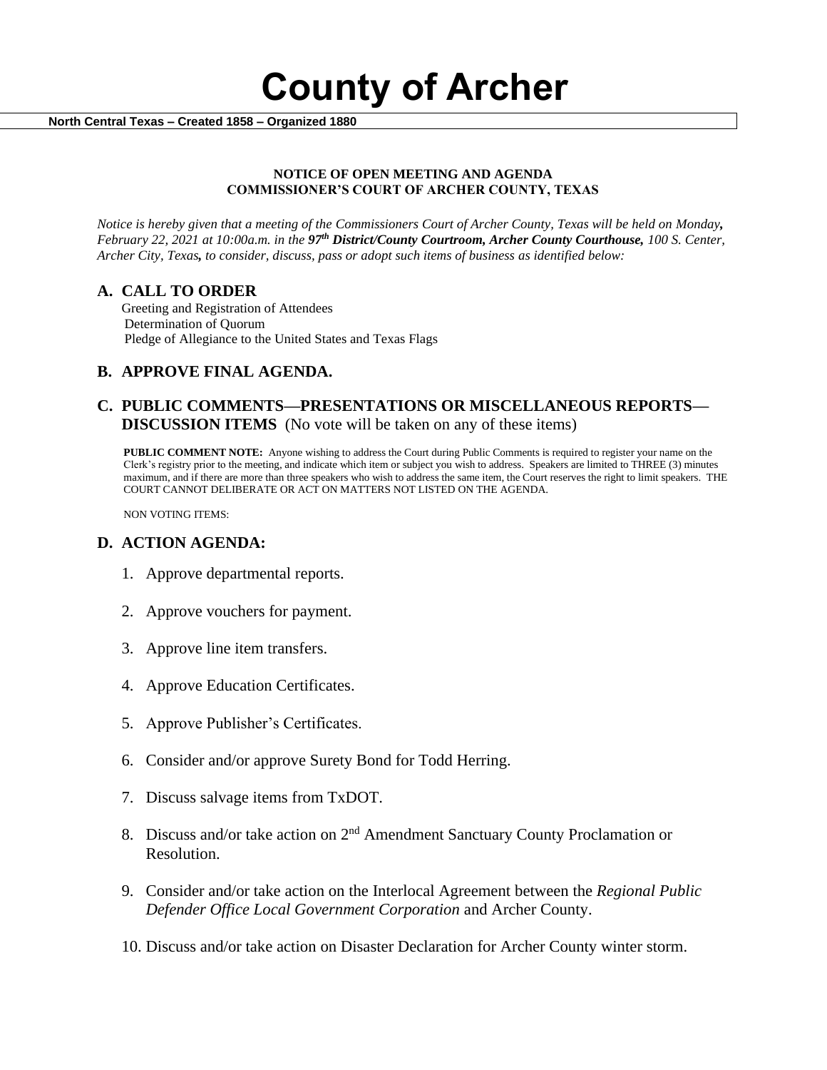# County of Archer

**North Central Texas – Created 1858 – Organized 1880**

**NOTICE OF OPEN MEETING AND AGENDA**
**COMMISSIONER'S COURT OF ARCHER COUNTY, TEXAS**

*Notice is hereby given that a meeting of the Commissioners Court of Archer County, Texas will be held on Monday, February 22, 2021 at 10:00a.m. in the **97th District/County Courtroom, Archer County Courthouse,** 100 S. Center, Archer City, Texas, to consider, discuss, pass or adopt such items of business as identified below:*

## A. CALL TO ORDER

Greeting and Registration of Attendees
Determination of Quorum
Pledge of Allegiance to the United States and Texas Flags

## B. APPROVE FINAL AGENDA.

## C. PUBLIC COMMENTS—PRESENTATIONS OR MISCELLANEOUS REPORTS—DISCUSSION ITEMS (No vote will be taken on any of these items)

**PUBLIC COMMENT NOTE:** Anyone wishing to address the Court during Public Comments is required to register your name on the Clerk's registry prior to the meeting, and indicate which item or subject you wish to address. Speakers are limited to THREE (3) minutes maximum, and if there are more than three speakers who wish to address the same item, the Court reserves the right to limit speakers. THE COURT CANNOT DELIBERATE OR ACT ON MATTERS NOT LISTED ON THE AGENDA.

NON VOTING ITEMS:

## D. ACTION AGENDA:

1. Approve departmental reports.
2. Approve vouchers for payment.
3. Approve line item transfers.
4. Approve Education Certificates.
5. Approve Publisher's Certificates.
6. Consider and/or approve Surety Bond for Todd Herring.
7. Discuss salvage items from TxDOT.
8. Discuss and/or take action on 2nd Amendment Sanctuary County Proclamation or Resolution.
9. Consider and/or take action on the Interlocal Agreement between the *Regional Public Defender Office Local Government Corporation* and Archer County.
10. Discuss and/or take action on Disaster Declaration for Archer County winter storm.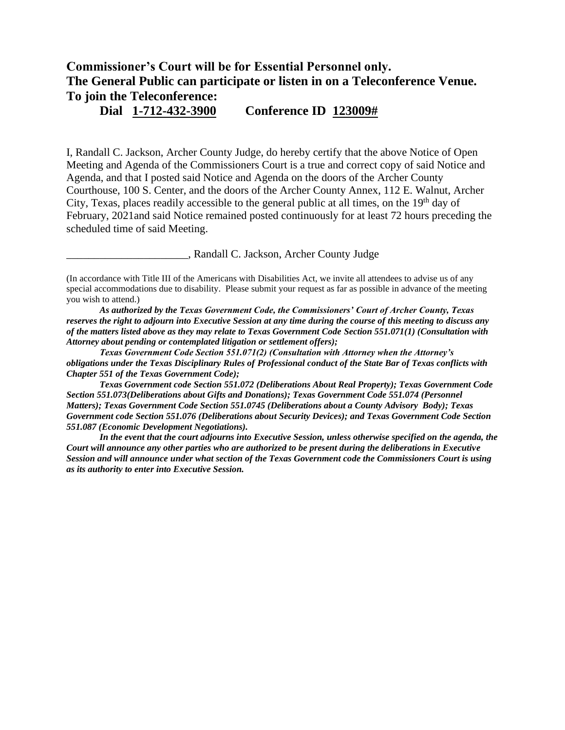**Commissioner's Court will be for Essential Personnel only.**
**The General Public can participate or listen in on a Teleconference Venue.**
**To join the Teleconference:**

**Dial 1-712-432-3900 Conference ID 123009#**

I, Randall C. Jackson, Archer County Judge, do hereby certify that the above Notice of Open Meeting and Agenda of the Commissioners Court is a true and correct copy of said Notice and Agenda, and that I posted said Notice and Agenda on the doors of the Archer County Courthouse, 100 S. Center, and the doors of the Archer County Annex, 112 E. Walnut, Archer City, Texas, places readily accessible to the general public at all times, on the 19th day of February, 2021and said Notice remained posted continuously for at least 72 hours preceding the scheduled time of said Meeting.

______________________, Randall C. Jackson, Archer County Judge

(In accordance with Title III of the Americans with Disabilities Act, we invite all attendees to advise us of any special accommodations due to disability. Please submit your request as far as possible in advance of the meeting you wish to attend.)

***As authorized by the Texas Government Code, the Commissioners' Court of Archer County, Texas reserves the right to adjourn into Executive Session at any time during the course of this meeting to discuss any of the matters listed above as they may relate to Texas Government Code Section 551.071(1) (Consultation with Attorney about pending or contemplated litigation or settlement offers);***

***Texas Government Code Section 551.071(2) (Consultation with Attorney when the Attorney's obligations under the Texas Disciplinary Rules of Professional conduct of the State Bar of Texas conflicts with Chapter 551 of the Texas Government Code);***

***Texas Government code Section 551.072 (Deliberations About Real Property); Texas Government Code Section 551.073(Deliberations about Gifts and Donations); Texas Government Code 551.074 (Personnel Matters); Texas Government Code Section 551.0745 (Deliberations about a County Advisory Body); Texas Government code Section 551.076 (Deliberations about Security Devices); and Texas Government Code Section 551.087 (Economic Development Negotiations).***

***In the event that the court adjourns into Executive Session, unless otherwise specified on the agenda, the Court will announce any other parties who are authorized to be present during the deliberations in Executive Session and will announce under what section of the Texas Government code the Commissioners Court is using as its authority to enter into Executive Session.***